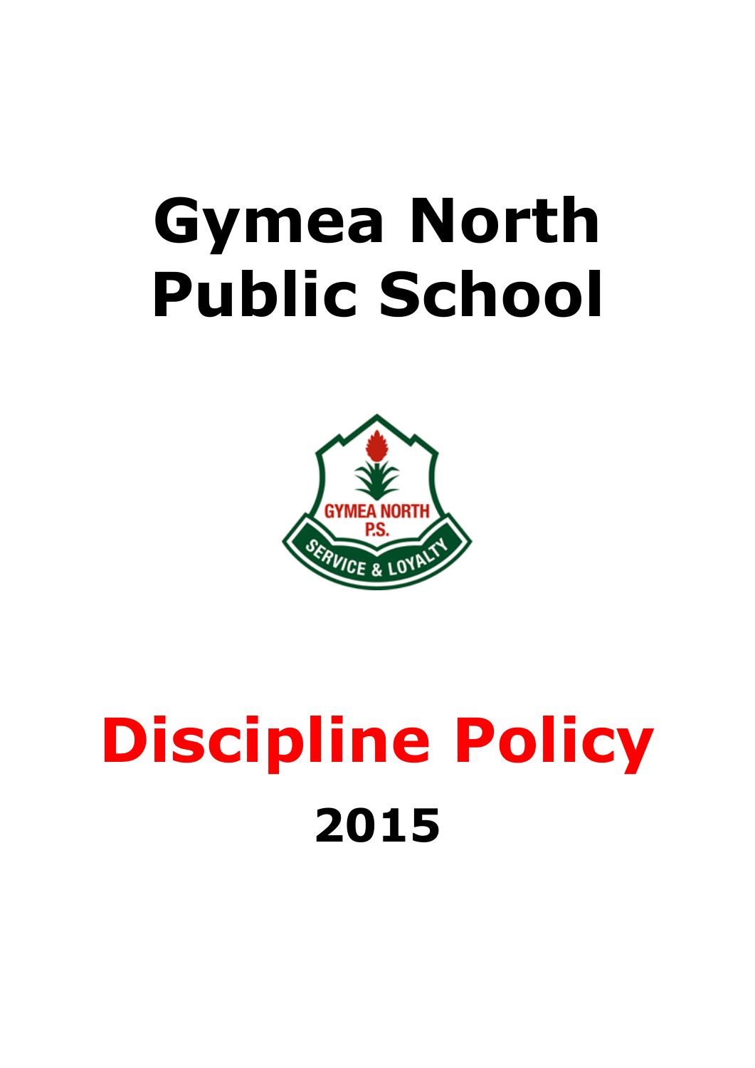# Gymea North Public School

# Discipline Policy

## 2015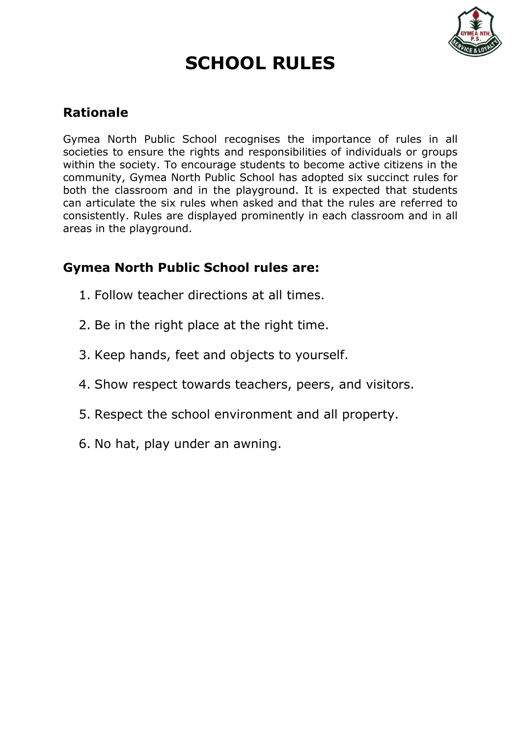# SCHOOL RULES

## Rationale

Gymea North Public School recognises the importance of rules in all societies to ensure the rights and responsibilities of individuals or groups within the society. To encourage students to become active citizens in the community, Gymea North Public School has adopted six succinct rules for both the classroom and in the playground. It is expected that students can articulate the six rules when asked and that the rules are referred to consistently. Rules are displayed prominently in each classroom and in all areas in the playground.

## Gymea North Public School rules are:

1. Follow teacher directions at all times.
2. Be in the right place at the right time.
3. Keep hands, feet and objects to yourself.
4. Show respect towards teachers, peers, and visitors.
5. Respect the school environment and all property.
6. No hat, play under an awning.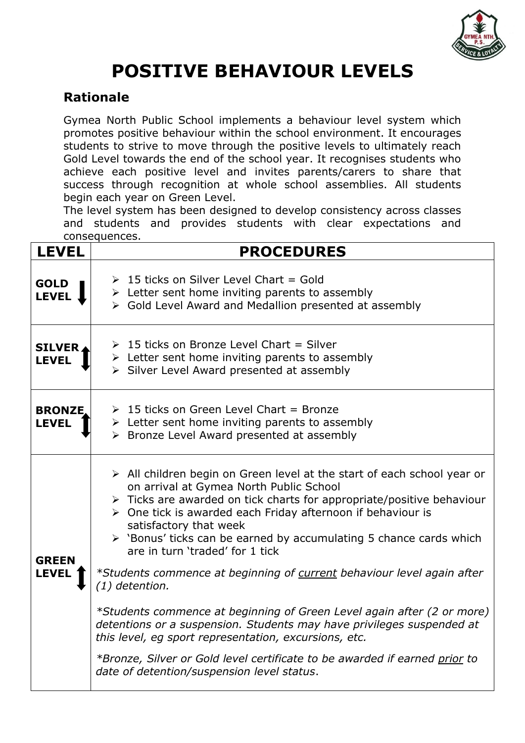# POSITIVE BEHAVIOUR LEVELS

## Rationale

Gymea North Public School implements a behaviour level system which promotes positive behaviour within the school environment. It encourages students to strive to move through the positive levels to ultimately reach Gold Level towards the end of the school year. It recognises students who achieve each positive level and invites parents/carers to share that success through recognition at whole school assemblies. All students begin each year on Green Level.

The level system has been designed to develop consistency across classes and students and provides students with clear expectations and consequences.

| LEVEL | PROCEDURES |
|---|---|
| **GOLD LEVEL** ↓ | ➢ 15 ticks on Silver Level Chart = Gold<br>➢ Letter sent home inviting parents to assembly<br>➢ Gold Level Award and Medallion presented at assembly |
| **SILVER LEVEL** ↕ | ➢ 15 ticks on Bronze Level Chart = Silver<br>➢ Letter sent home inviting parents to assembly<br>➢ Silver Level Award presented at assembly |
| **BRONZE LEVEL** ↕ | ➢ 15 ticks on Green Level Chart = Bronze<br>➢ Letter sent home inviting parents to assembly<br>➢ Bronze Level Award presented at assembly |
| **GREEN LEVEL** ↕ | ➢ All children begin on Green level at the start of each school year or on arrival at Gymea North Public School<br>➢ Ticks are awarded on tick charts for appropriate/positive behaviour<br>➢ One tick is awarded each Friday afternoon if behaviour is satisfactory that week<br>➢ 'Bonus' ticks can be earned by accumulating 5 chance cards which are in turn 'traded' for 1 tick<br><br>*\*Students commence at beginning of <u>current</u> behaviour level again after (1) detention.*<br><br>*\*Students commence at beginning of Green Level again after (2 or more) detentions or a suspension. Students may have privileges suspended at this level, eg sport representation, excursions, etc.*<br><br>*\*Bronze, Silver or Gold level certificate to be awarded if earned <u>prior</u> to date of detention/suspension level status.* |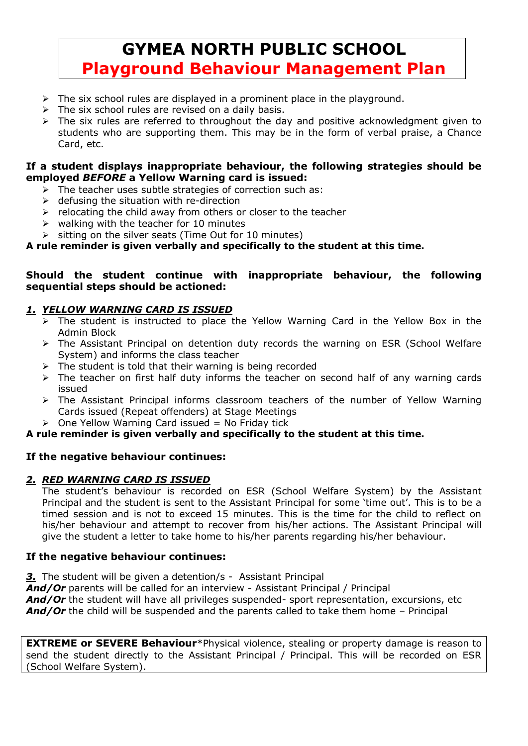# GYMEA NORTH PUBLIC SCHOOL
## Playground Behaviour Management Plan

- The six school rules are displayed in a prominent place in the playground.
- The six school rules are revised on a daily basis.
- The six rules are referred to throughout the day and positive acknowledgment given to students who are supporting them. This may be in the form of verbal praise, a Chance Card, etc.

**If a student displays inappropriate behaviour, the following strategies should be employed *BEFORE* a Yellow Warning card is issued:**

- The teacher uses subtle strategies of correction such as:
- defusing the situation with re-direction
- relocating the child away from others or closer to the teacher
- walking with the teacher for 10 minutes
- sitting on the silver seats (Time Out for 10 minutes)

**A rule reminder is given verbally and specifically to the student at this time.**

**Should the student continue with inappropriate behaviour, the following sequential steps should be actioned:**

***1. YELLOW WARNING CARD IS ISSUED***

- The student is instructed to place the Yellow Warning Card in the Yellow Box in the Admin Block
- The Assistant Principal on detention duty records the warning on ESR (School Welfare System) and informs the class teacher
- The student is told that their warning is being recorded
- The teacher on first half duty informs the teacher on second half of any warning cards issued
- The Assistant Principal informs classroom teachers of the number of Yellow Warning Cards issued (Repeat offenders) at Stage Meetings
- One Yellow Warning Card issued = No Friday tick

**A rule reminder is given verbally and specifically to the student at this time.**

**If the negative behaviour continues:**

***2. RED WARNING CARD IS ISSUED***

The student's behaviour is recorded on ESR (School Welfare System) by the Assistant Principal and the student is sent to the Assistant Principal for some 'time out'. This is to be a timed session and is not to exceed 15 minutes. This is the time for the child to reflect on his/her behaviour and attempt to recover from his/her actions. The Assistant Principal will give the student a letter to take home to his/her parents regarding his/her behaviour.

**If the negative behaviour continues:**

***3.*** The student will be given a detention/s - Assistant Principal
***And/Or*** parents will be called for an interview - Assistant Principal / Principal
***And/Or*** the student will have all privileges suspended- sport representation, excursions, etc
***And/Or*** the child will be suspended and the parents called to take them home – Principal

**EXTREME or SEVERE Behaviour***Physical violence, stealing or property damage is reason to send the student directly to the Assistant Principal / Principal. This will be recorded on ESR (School Welfare System).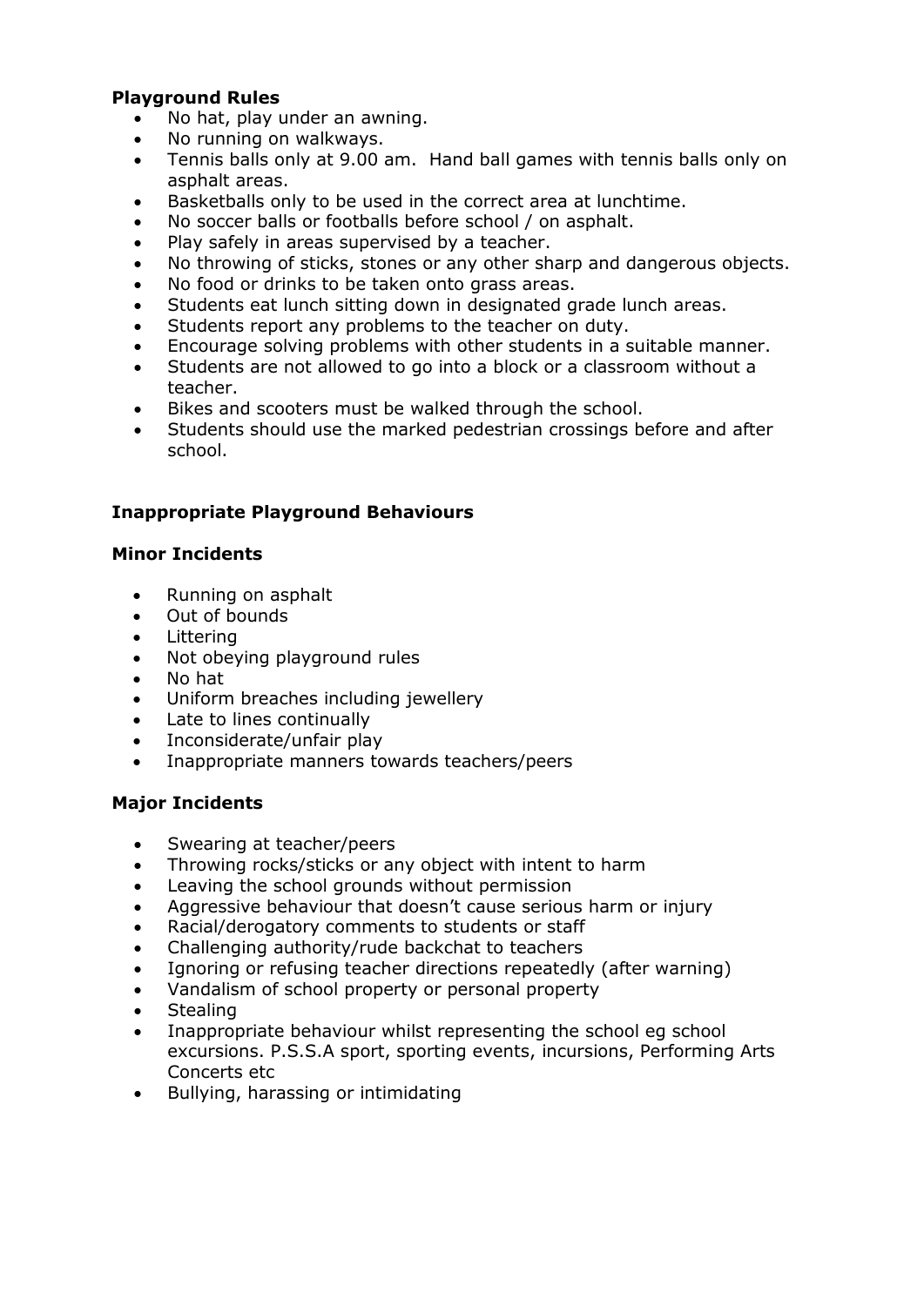**Playground Rules**

- No hat, play under an awning.
- No running on walkways.
- Tennis balls only at 9.00 am.  Hand ball games with tennis balls only on asphalt areas.
- Basketballs only to be used in the correct area at lunchtime.
- No soccer balls or footballs before school / on asphalt.
- Play safely in areas supervised by a teacher.
- No throwing of sticks, stones or any other sharp and dangerous objects.
- No food or drinks to be taken onto grass areas.
- Students eat lunch sitting down in designated grade lunch areas.
- Students report any problems to the teacher on duty.
- Encourage solving problems with other students in a suitable manner.
- Students are not allowed to go into a block or a classroom without a teacher.
- Bikes and scooters must be walked through the school.
- Students should use the marked pedestrian crossings before and after school.

**Inappropriate Playground Behaviours**

**Minor Incidents**

- Running on asphalt
- Out of bounds
- Littering
- Not obeying playground rules
- No hat
- Uniform breaches including jewellery
- Late to lines continually
- Inconsiderate/unfair play
- Inappropriate manners towards teachers/peers

**Major Incidents**

- Swearing at teacher/peers
- Throwing rocks/sticks or any object with intent to harm
- Leaving the school grounds without permission
- Aggressive behaviour that doesn't cause serious harm or injury
- Racial/derogatory comments to students or staff
- Challenging authority/rude backchat to teachers
- Ignoring or refusing teacher directions repeatedly (after warning)
- Vandalism of school property or personal property
- Stealing
- Inappropriate behaviour whilst representing the school eg school excursions. P.S.S.A sport, sporting events, incursions, Performing Arts Concerts etc
- Bullying, harassing or intimidating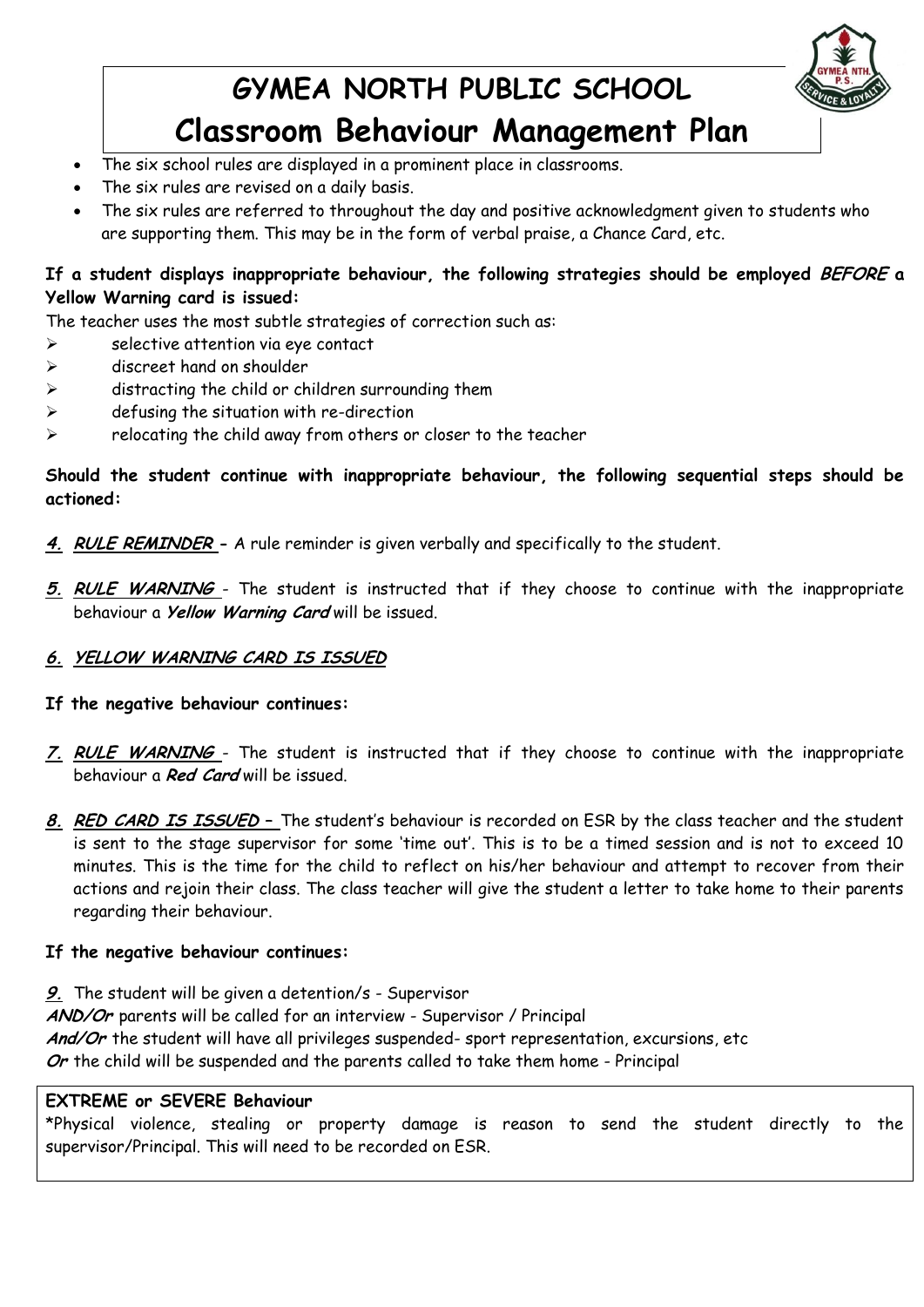# GYMEA NORTH PUBLIC SCHOOL

## Classroom Behaviour Management Plan

- The six school rules are displayed in a prominent place in classrooms.
- The six rules are revised on a daily basis.
- The six rules are referred to throughout the day and positive acknowledgment given to students who are supporting them. This may be in the form of verbal praise, a Chance Card, etc.

**If a student displays inappropriate behaviour, the following strategies should be employed *BEFORE* a Yellow Warning card is issued:**

The teacher uses the most subtle strategies of correction such as:

- selective attention via eye contact
- discreet hand on shoulder
- distracting the child or children surrounding them
- defusing the situation with re-direction
- relocating the child away from others or closer to the teacher

**Should the student continue with inappropriate behaviour, the following sequential steps should be actioned:**

***4. RULE REMINDER*** **–** A rule reminder is given verbally and specifically to the student.

***5. RULE WARNING*** - The student is instructed that if they choose to continue with the inappropriate behaviour a ***Yellow Warning Card*** will be issued.

***6. YELLOW WARNING CARD IS ISSUED***

**If the negative behaviour continues:**

***7. RULE WARNING*** - The student is instructed that if they choose to continue with the inappropriate behaviour a ***Red Card*** will be issued.

***8. RED CARD IS ISSUED –*** The student's behaviour is recorded on ESR by the class teacher and the student is sent to the stage supervisor for some 'time out'. This is to be a timed session and is not to exceed 10 minutes. This is the time for the child to reflect on his/her behaviour and attempt to recover from their actions and rejoin their class. The class teacher will give the student a letter to take home to their parents regarding their behaviour.

**If the negative behaviour continues:**

***9.*** The student will be given a detention/s - Supervisor
***AND/Or*** parents will be called for an interview - Supervisor / Principal
***And/Or*** the student will have all privileges suspended- sport representation, excursions, etc
***Or*** the child will be suspended and the parents called to take them home - Principal

**EXTREME or SEVERE Behaviour**
*Physical violence, stealing or property damage is reason to send the student directly to the supervisor/Principal. This will need to be recorded on ESR.